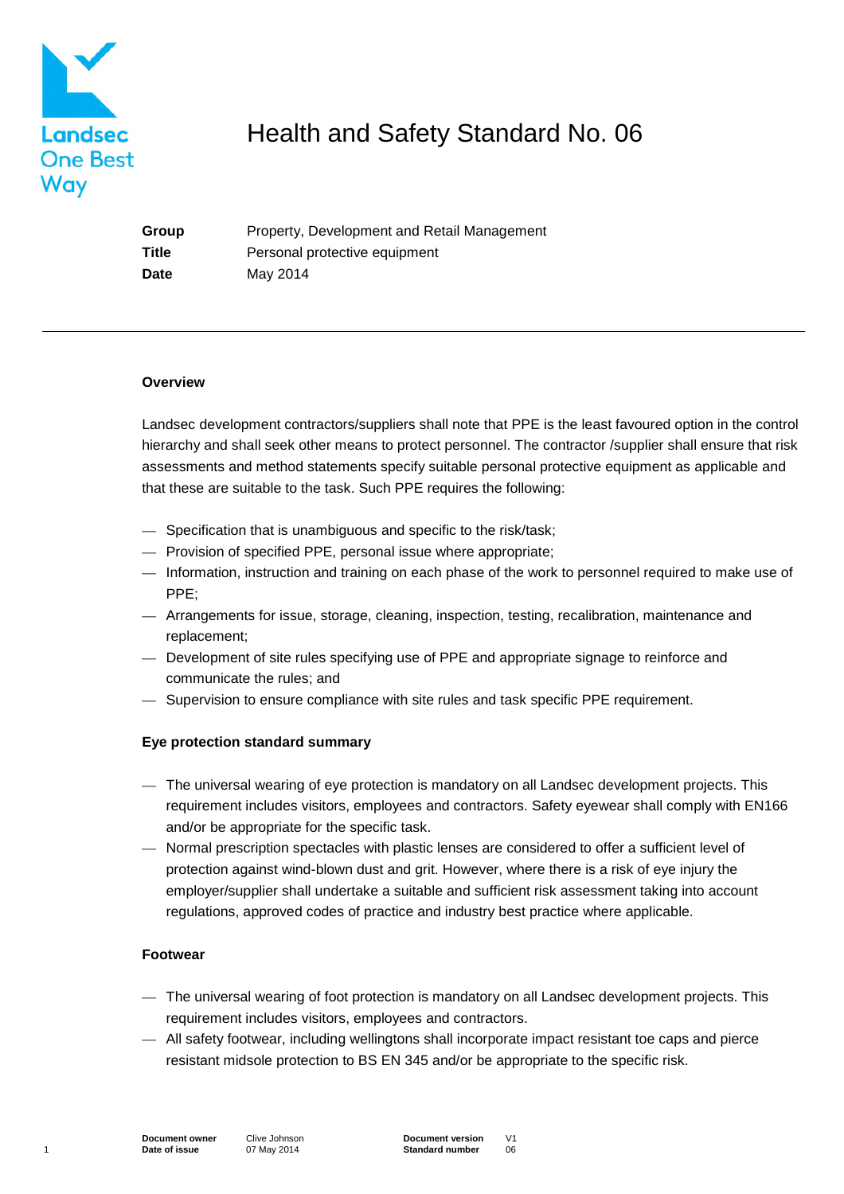Landsec One Best Way

# Health and Safety Standard No. 06

| | |
|---|---|
| **Group** | Property, Development and Retail Management |
| **Title** | Personal protective equipment |
| **Date** | May 2014 |

---

**Overview**

Landsec development contractors/suppliers shall note that PPE is the least favoured option in the control hierarchy and shall seek other means to protect personnel. The contractor /supplier shall ensure that risk assessments and method statements specify suitable personal protective equipment as applicable and that these are suitable to the task. Such PPE requires the following:

- Specification that is unambiguous and specific to the risk/task;
- Provision of specified PPE, personal issue where appropriate;
- Information, instruction and training on each phase of the work to personnel required to make use of PPE;
- Arrangements for issue, storage, cleaning, inspection, testing, recalibration, maintenance and replacement;
- Development of site rules specifying use of PPE and appropriate signage to reinforce and communicate the rules; and
- Supervision to ensure compliance with site rules and task specific PPE requirement.

**Eye protection standard summary**

- The universal wearing of eye protection is mandatory on all Landsec development projects. This requirement includes visitors, employees and contractors. Safety eyewear shall comply with EN166 and/or be appropriate for the specific task.
- Normal prescription spectacles with plastic lenses are considered to offer a sufficient level of protection against wind-blown dust and grit. However, where there is a risk of eye injury the employer/supplier shall undertake a suitable and sufficient risk assessment taking into account regulations, approved codes of practice and industry best practice where applicable.

**Footwear**

- The universal wearing of foot protection is mandatory on all Landsec development projects. This requirement includes visitors, employees and contractors.
- All safety footwear, including wellingtons shall incorporate impact resistant toe caps and pierce resistant midsole protection to BS EN 345 and/or be appropriate to the specific risk.

| | | | |
|---|---|---|---|
| **Document owner** | Clive Johnson | **Document version** | V1 |
| **Date of issue** | 07 May 2014 | **Standard number** | 06 |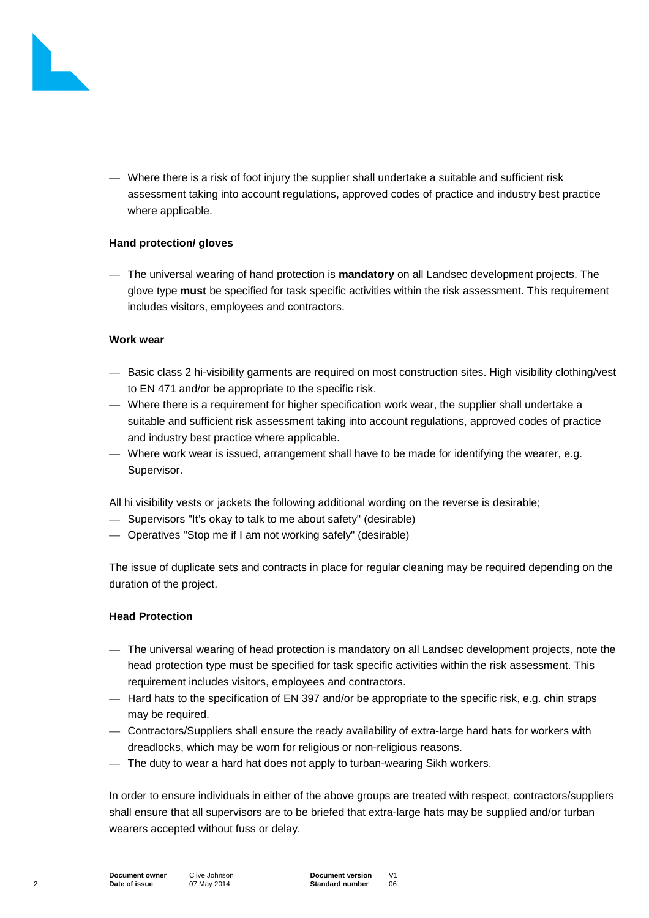- Where there is a risk of foot injury the supplier shall undertake a suitable and sufficient risk assessment taking into account regulations, approved codes of practice and industry best practice where applicable.

**Hand protection/ gloves**

- The universal wearing of hand protection is **mandatory** on all Landsec development projects. The glove type **must** be specified for task specific activities within the risk assessment. This requirement includes visitors, employees and contractors.

**Work wear**

- Basic class 2 hi-visibility garments are required on most construction sites. High visibility clothing/vest to EN 471 and/or be appropriate to the specific risk.
- Where there is a requirement for higher specification work wear, the supplier shall undertake a suitable and sufficient risk assessment taking into account regulations, approved codes of practice and industry best practice where applicable.
- Where work wear is issued, arrangement shall have to be made for identifying the wearer, e.g. Supervisor.

All hi visibility vests or jackets the following additional wording on the reverse is desirable;

- Supervisors "It's okay to talk to me about safety" (desirable)
- Operatives "Stop me if I am not working safely" (desirable)

The issue of duplicate sets and contracts in place for regular cleaning may be required depending on the duration of the project.

**Head Protection**

- The universal wearing of head protection is mandatory on all Landsec development projects, note the head protection type must be specified for task specific activities within the risk assessment. This requirement includes visitors, employees and contractors.
- Hard hats to the specification of EN 397 and/or be appropriate to the specific risk, e.g. chin straps may be required.
- Contractors/Suppliers shall ensure the ready availability of extra-large hard hats for workers with dreadlocks, which may be worn for religious or non-religious reasons.
- The duty to wear a hard hat does not apply to turban-wearing Sikh workers.

In order to ensure individuals in either of the above groups are treated with respect, contractors/suppliers shall ensure that all supervisors are to be briefed that extra-large hats may be supplied and/or turban wearers accepted without fuss or delay.

| **Document owner** | Clive Johnson | **Document version** | V1 |
| --- | --- | --- | --- |
| **Date of issue** | 07 May 2014 | **Standard number** | 06 |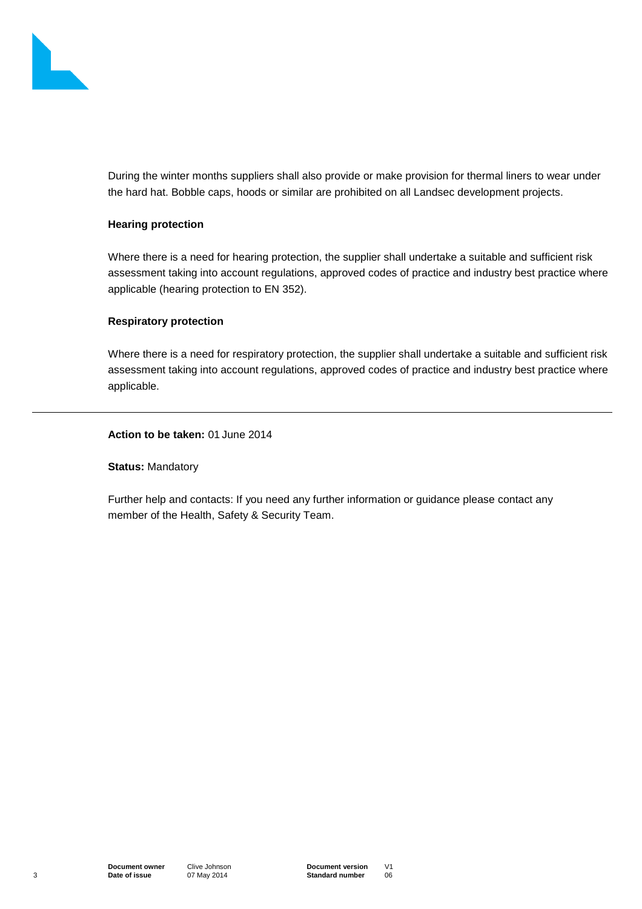During the winter months suppliers shall also provide or make provision for thermal liners to wear under the hard hat. Bobble caps, hoods or similar are prohibited on all Landsec development projects.

**Hearing protection**

Where there is a need for hearing protection, the supplier shall undertake a suitable and sufficient risk assessment taking into account regulations, approved codes of practice and industry best practice where applicable (hearing protection to EN 352).

**Respiratory protection**

Where there is a need for respiratory protection, the supplier shall undertake a suitable and sufficient risk assessment taking into account regulations, approved codes of practice and industry best practice where applicable.

---

**Action to be taken:** 01 June 2014

**Status:** Mandatory

Further help and contacts: If you need any further information or guidance please contact any member of the Health, Safety & Security Team.